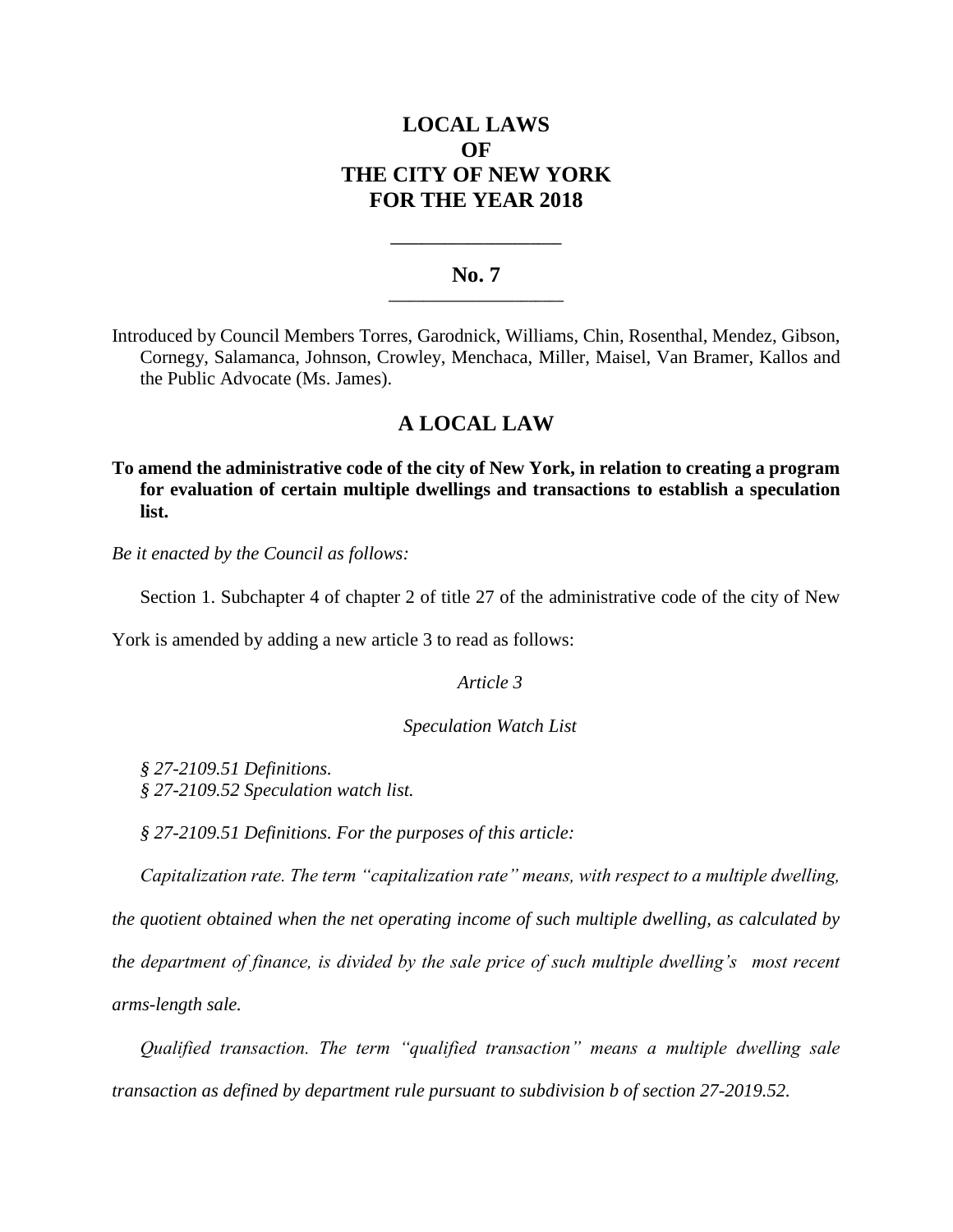# LOCAL LAWS OF THE CITY OF NEW YORK FOR THE YEAR 2018

## No. 7

Introduced by Council Members Torres, Garodnick, Williams, Chin, Rosenthal, Mendez, Gibson, Cornegy, Salamanca, Johnson, Crowley, Menchaca, Miller, Maisel, Van Bramer, Kallos and the Public Advocate (Ms. James).

## A LOCAL LAW

**To amend the administrative code of the city of New York, in relation to creating a program for evaluation of certain multiple dwellings and transactions to establish a speculation list.**

*Be it enacted by the Council as follows:*

Section 1. Subchapter 4 of chapter 2 of title 27 of the administrative code of the city of New York is amended by adding a new article 3 to read as follows:

*Article 3*

*Speculation Watch List*

*§ 27-2109.51 Definitions.*
*§ 27-2109.52 Speculation watch list.*

*§ 27-2109.51 Definitions. For the purposes of this article:*

*Capitalization rate. The term "capitalization rate" means, with respect to a multiple dwelling, the quotient obtained when the net operating income of such multiple dwelling, as calculated by the department of finance, is divided by the sale price of such multiple dwelling's most recent arms-length sale.*

*Qualified transaction. The term "qualified transaction" means a multiple dwelling sale transaction as defined by department rule pursuant to subdivision b of section 27-2019.52.*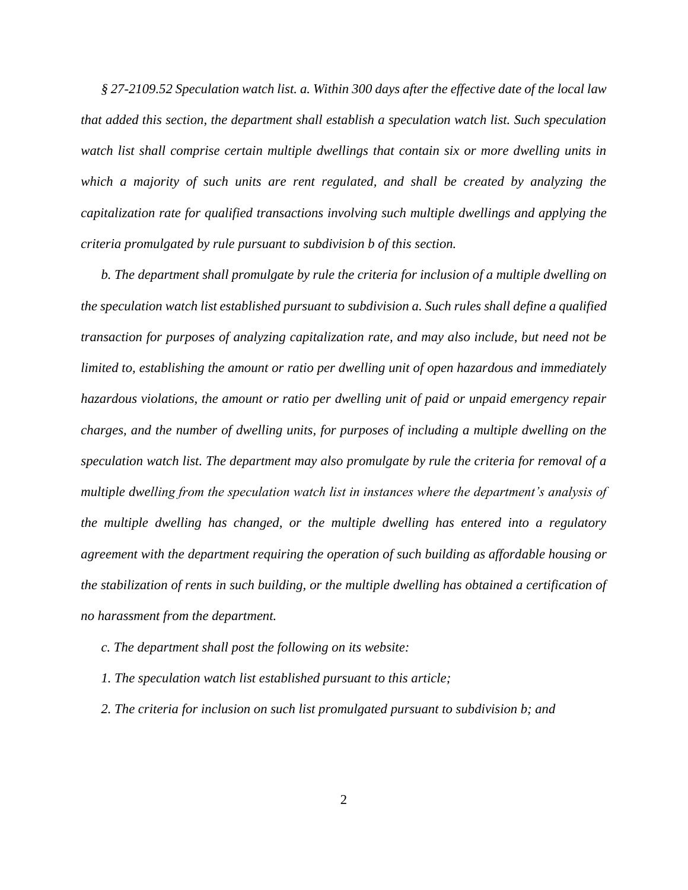*§ 27-2109.52 Speculation watch list. a. Within 300 days after the effective date of the local law that added this section, the department shall establish a speculation watch list. Such speculation watch list shall comprise certain multiple dwellings that contain six or more dwelling units in which a majority of such units are rent regulated, and shall be created by analyzing the capitalization rate for qualified transactions involving such multiple dwellings and applying the criteria promulgated by rule pursuant to subdivision b of this section.*

*b. The department shall promulgate by rule the criteria for inclusion of a multiple dwelling on the speculation watch list established pursuant to subdivision a. Such rules shall define a qualified transaction for purposes of analyzing capitalization rate, and may also include, but need not be limited to, establishing the amount or ratio per dwelling unit of open hazardous and immediately hazardous violations, the amount or ratio per dwelling unit of paid or unpaid emergency repair charges, and the number of dwelling units, for purposes of including a multiple dwelling on the speculation watch list. The department may also promulgate by rule the criteria for removal of a multiple dwelling from the speculation watch list in instances where the department's analysis of the multiple dwelling has changed, or the multiple dwelling has entered into a regulatory agreement with the department requiring the operation of such building as affordable housing or the stabilization of rents in such building, or the multiple dwelling has obtained a certification of no harassment from the department.*

*c. The department shall post the following on its website:*

*1. The speculation watch list established pursuant to this article;*

*2. The criteria for inclusion on such list promulgated pursuant to subdivision b; and*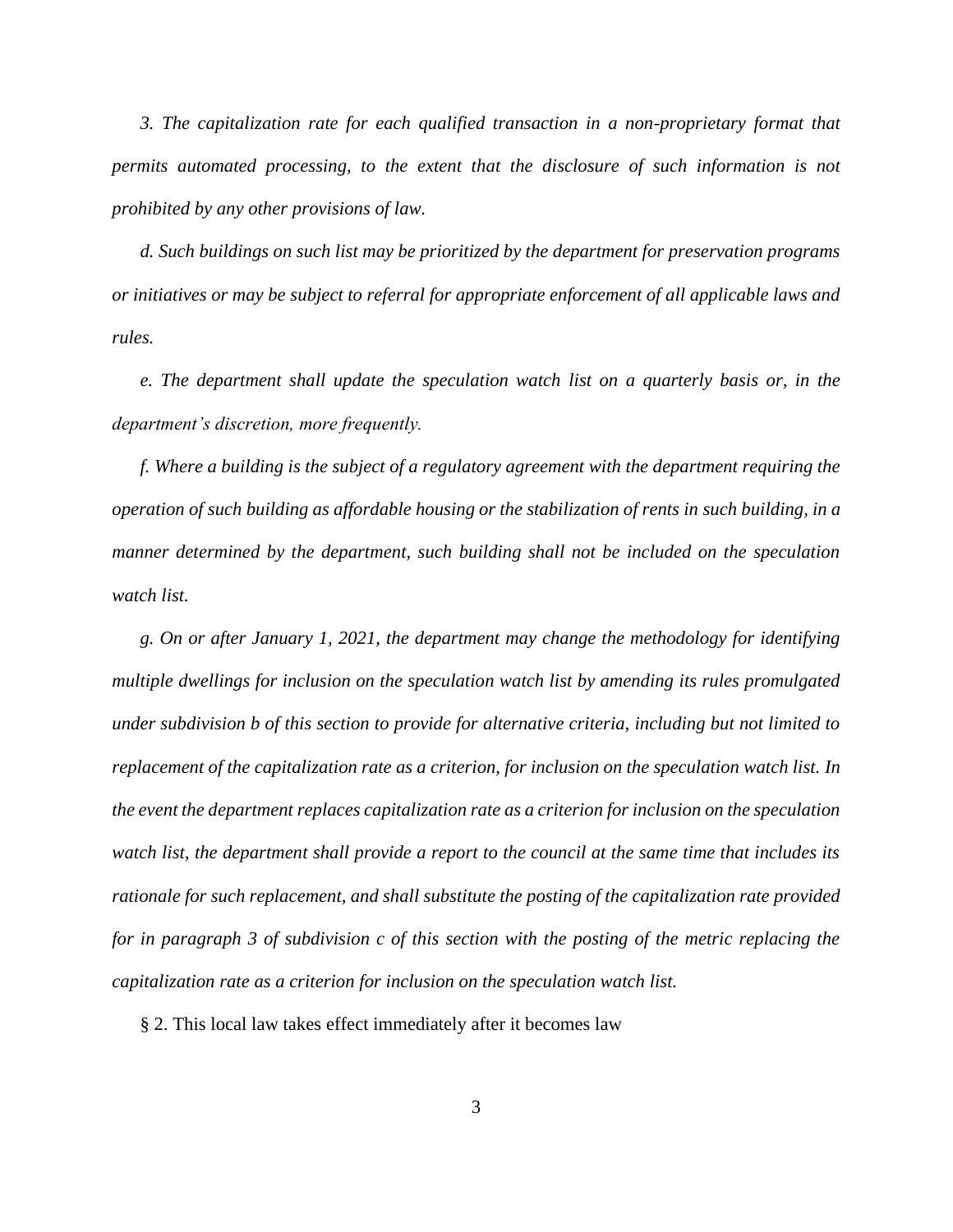*3. The capitalization rate for each qualified transaction in a non-proprietary format that permits automated processing, to the extent that the disclosure of such information is not prohibited by any other provisions of law.*

*d. Such buildings on such list may be prioritized by the department for preservation programs or initiatives or may be subject to referral for appropriate enforcement of all applicable laws and rules.*

*e. The department shall update the speculation watch list on a quarterly basis or, in the department's discretion, more frequently.*

*f. Where a building is the subject of a regulatory agreement with the department requiring the operation of such building as affordable housing or the stabilization of rents in such building, in a manner determined by the department, such building shall not be included on the speculation watch list.*

*g. On or after January 1, 2021, the department may change the methodology for identifying multiple dwellings for inclusion on the speculation watch list by amending its rules promulgated under subdivision b of this section to provide for alternative criteria, including but not limited to replacement of the capitalization rate as a criterion, for inclusion on the speculation watch list. In the event the department replaces capitalization rate as a criterion for inclusion on the speculation watch list, the department shall provide a report to the council at the same time that includes its rationale for such replacement, and shall substitute the posting of the capitalization rate provided for in paragraph 3 of subdivision c of this section with the posting of the metric replacing the capitalization rate as a criterion for inclusion on the speculation watch list.*

§ 2. This local law takes effect immediately after it becomes law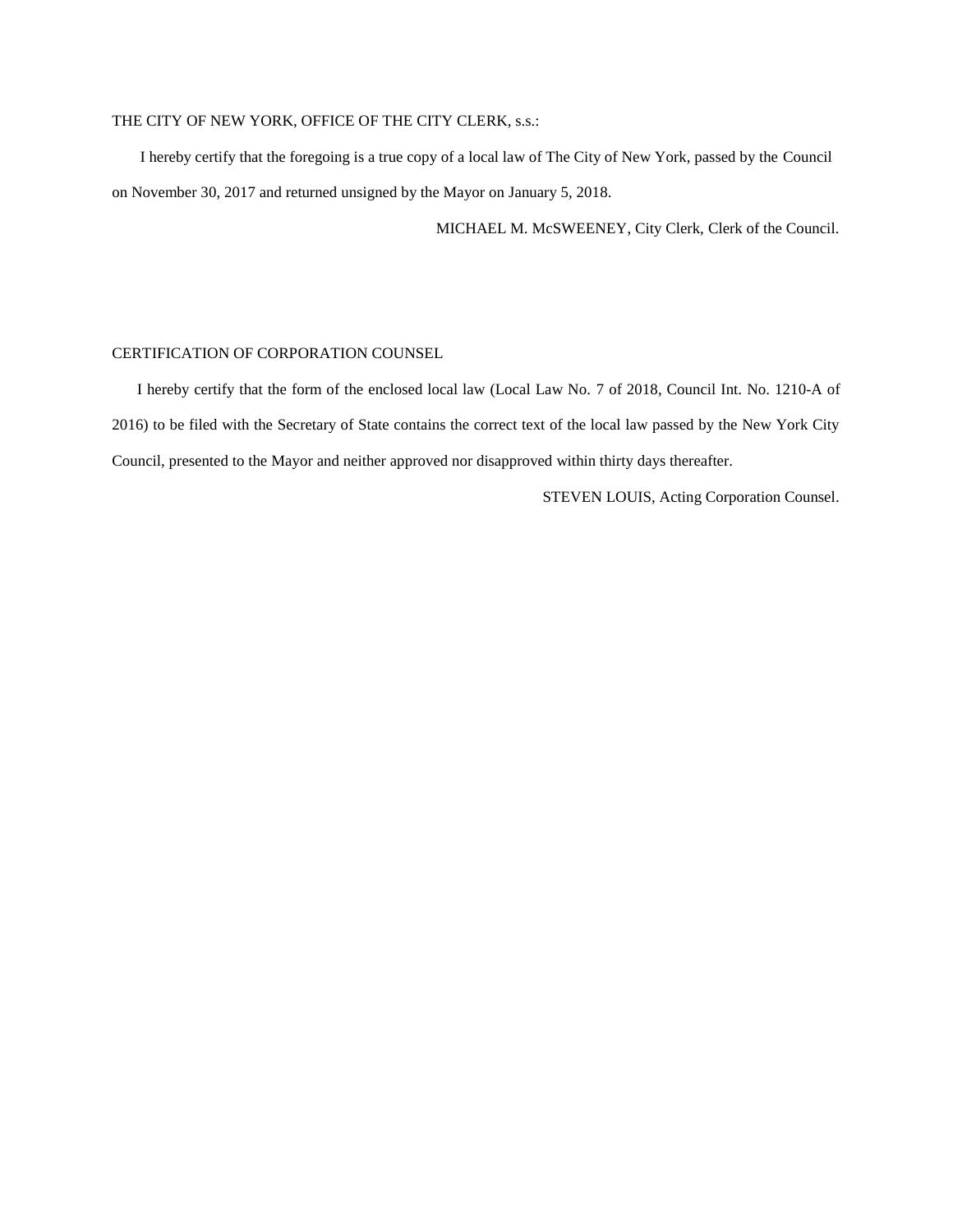THE CITY OF NEW YORK, OFFICE OF THE CITY CLERK, s.s.:

I hereby certify that the foregoing is a true copy of a local law of The City of New York, passed by the Council on November 30, 2017 and returned unsigned by the Mayor on January 5, 2018.

MICHAEL M. McSWEENEY, City Clerk, Clerk of the Council.

CERTIFICATION OF CORPORATION COUNSEL

I hereby certify that the form of the enclosed local law (Local Law No. 7 of 2018, Council Int. No. 1210-A of 2016) to be filed with the Secretary of State contains the correct text of the local law passed by the New York City Council, presented to the Mayor and neither approved nor disapproved within thirty days thereafter.

STEVEN LOUIS, Acting Corporation Counsel.